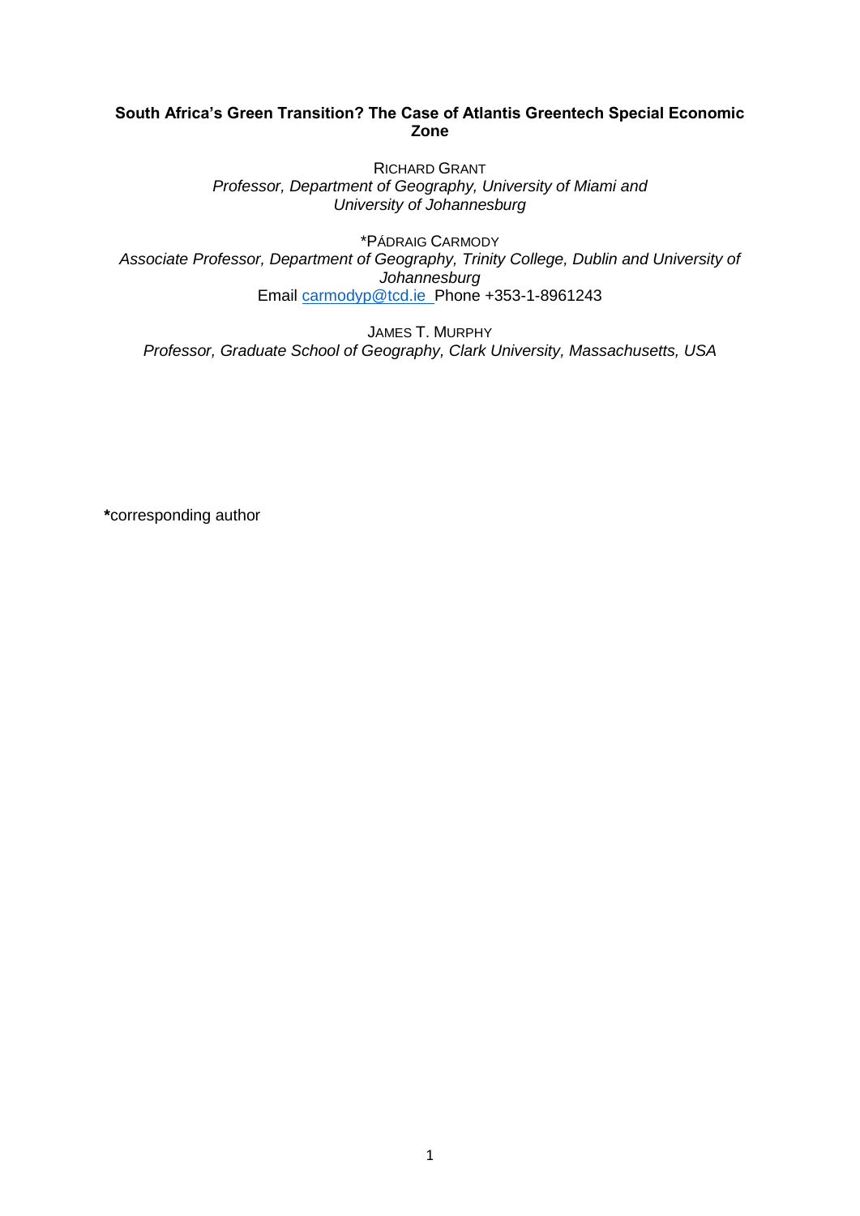# South Africa's Green Transition? The Case of Atlantis Greentech Special Economic Zone

RICHARD GRANT

*Professor, Department of Geography, University of Miami and University of Johannesburg*

*PÁDRAIG CARMODY

*Associate Professor, Department of Geography, Trinity College, Dublin and University of Johannesburg*

Email carmodyp@tcd.ie Phone +353-1-8961243

JAMES T. MURPHY

*Professor, Graduate School of Geography, Clark University, Massachusetts, USA*

**\***corresponding author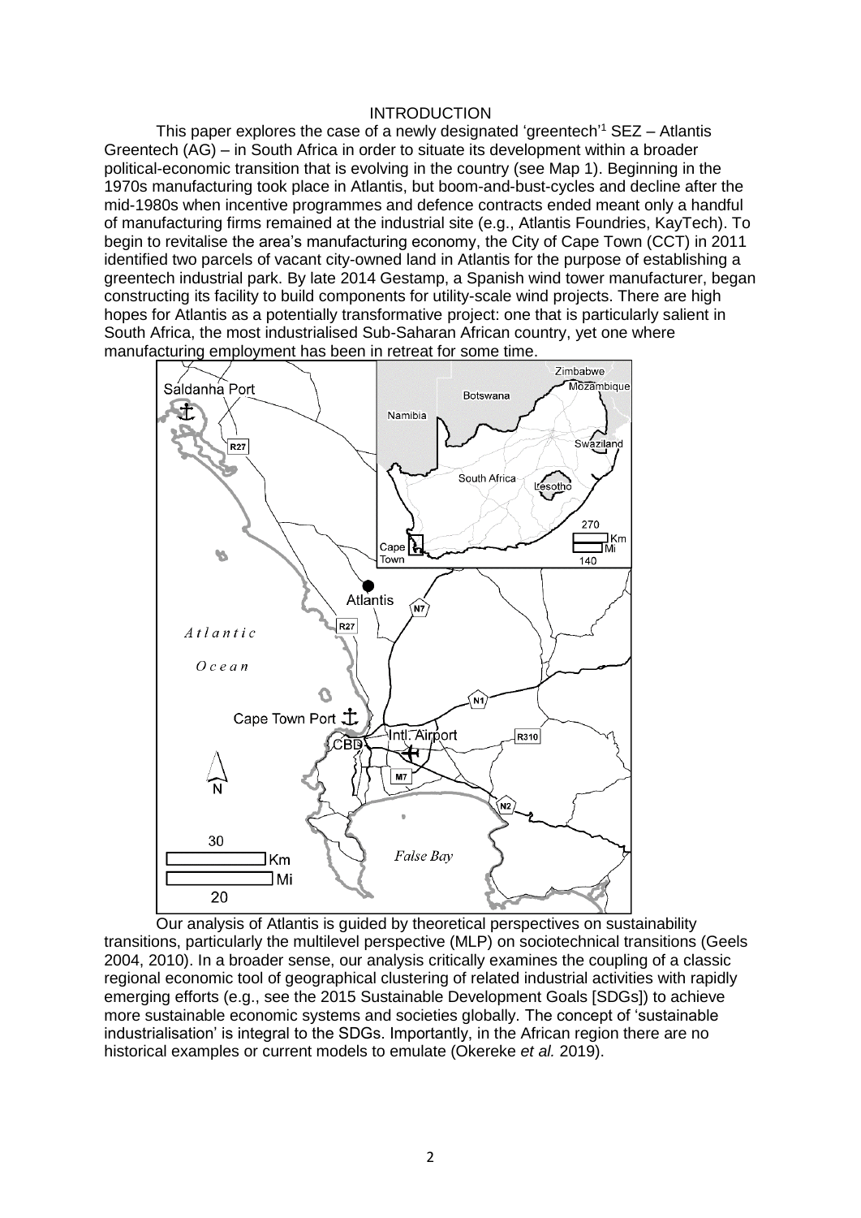## INTRODUCTION

This paper explores the case of a newly designated 'greentech'[1] SEZ – Atlantis Greentech (AG) – in South Africa in order to situate its development within a broader political-economic transition that is evolving in the country (see Map 1). Beginning in the 1970s manufacturing took place in Atlantis, but boom-and-bust-cycles and decline after the mid-1980s when incentive programmes and defence contracts ended meant only a handful of manufacturing firms remained at the industrial site (e.g., Atlantis Foundries, KayTech). To begin to revitalise the area's manufacturing economy, the City of Cape Town (CCT) in 2011 identified two parcels of vacant city-owned land in Atlantis for the purpose of establishing a greentech industrial park. By late 2014 Gestamp, a Spanish wind tower manufacturer, began constructing its facility to build components for utility-scale wind projects. There are high hopes for Atlantis as a potentially transformative project: one that is particularly salient in South Africa, the most industrialised Sub-Saharan African country, yet one where manufacturing employment has been in retreat for some time.

Our analysis of Atlantis is guided by theoretical perspectives on sustainability transitions, particularly the multilevel perspective (MLP) on sociotechnical transitions (Geels 2004, 2010). In a broader sense, our analysis critically examines the coupling of a classic regional economic tool of geographical clustering of related industrial activities with rapidly emerging efforts (e.g., see the 2015 Sustainable Development Goals [SDGs]) to achieve more sustainable economic systems and societies globally. The concept of 'sustainable industrialisation' is integral to the SDGs. Importantly, in the African region there are no historical examples or current models to emulate (Okereke *et al.* 2019).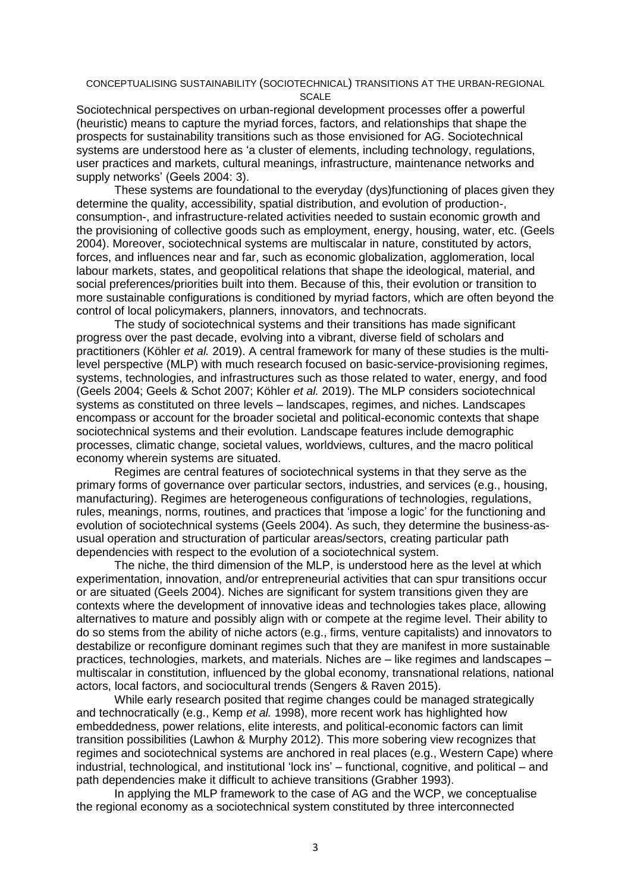## CONCEPTUALISING SUSTAINABILITY (SOCIOTECHNICAL) TRANSITIONS AT THE URBAN-REGIONAL SCALE

Sociotechnical perspectives on urban-regional development processes offer a powerful (heuristic) means to capture the myriad forces, factors, and relationships that shape the prospects for sustainability transitions such as those envisioned for AG. Sociotechnical systems are understood here as 'a cluster of elements, including technology, regulations, user practices and markets, cultural meanings, infrastructure, maintenance networks and supply networks' (Geels 2004: 3).

These systems are foundational to the everyday (dys)functioning of places given they determine the quality, accessibility, spatial distribution, and evolution of production-, consumption-, and infrastructure-related activities needed to sustain economic growth and the provisioning of collective goods such as employment, energy, housing, water, etc. (Geels 2004). Moreover, sociotechnical systems are multiscalar in nature, constituted by actors, forces, and influences near and far, such as economic globalization, agglomeration, local labour markets, states, and geopolitical relations that shape the ideological, material, and social preferences/priorities built into them. Because of this, their evolution or transition to more sustainable configurations is conditioned by myriad factors, which are often beyond the control of local policymakers, planners, innovators, and technocrats.

The study of sociotechnical systems and their transitions has made significant progress over the past decade, evolving into a vibrant, diverse field of scholars and practitioners (Köhler *et al.* 2019). A central framework for many of these studies is the multi-level perspective (MLP) with much research focused on basic-service-provisioning regimes, systems, technologies, and infrastructures such as those related to water, energy, and food (Geels 2004; Geels & Schot 2007; Köhler *et al.* 2019). The MLP considers sociotechnical systems as constituted on three levels – landscapes, regimes, and niches. Landscapes encompass or account for the broader societal and political-economic contexts that shape sociotechnical systems and their evolution. Landscape features include demographic processes, climatic change, societal values, worldviews, cultures, and the macro political economy wherein systems are situated.

Regimes are central features of sociotechnical systems in that they serve as the primary forms of governance over particular sectors, industries, and services (e.g., housing, manufacturing). Regimes are heterogeneous configurations of technologies, regulations, rules, meanings, norms, routines, and practices that 'impose a logic' for the functioning and evolution of sociotechnical systems (Geels 2004). As such, they determine the business-as-usual operation and structuration of particular areas/sectors, creating particular path dependencies with respect to the evolution of a sociotechnical system.

The niche, the third dimension of the MLP, is understood here as the level at which experimentation, innovation, and/or entrepreneurial activities that can spur transitions occur or are situated (Geels 2004). Niches are significant for system transitions given they are contexts where the development of innovative ideas and technologies takes place, allowing alternatives to mature and possibly align with or compete at the regime level. Their ability to do so stems from the ability of niche actors (e.g., firms, venture capitalists) and innovators to destabilize or reconfigure dominant regimes such that they are manifest in more sustainable practices, technologies, markets, and materials. Niches are – like regimes and landscapes – multiscalar in constitution, influenced by the global economy, transnational relations, national actors, local factors, and sociocultural trends (Sengers & Raven 2015).

While early research posited that regime changes could be managed strategically and technocratically (e.g., Kemp *et al.* 1998), more recent work has highlighted how embeddedness, power relations, elite interests, and political-economic factors can limit transition possibilities (Lawhon & Murphy 2012). This more sobering view recognizes that regimes and sociotechnical systems are anchored in real places (e.g., Western Cape) where industrial, technological, and institutional 'lock ins' – functional, cognitive, and political – and path dependencies make it difficult to achieve transitions (Grabher 1993).

In applying the MLP framework to the case of AG and the WCP, we conceptualise the regional economy as a sociotechnical system constituted by three interconnected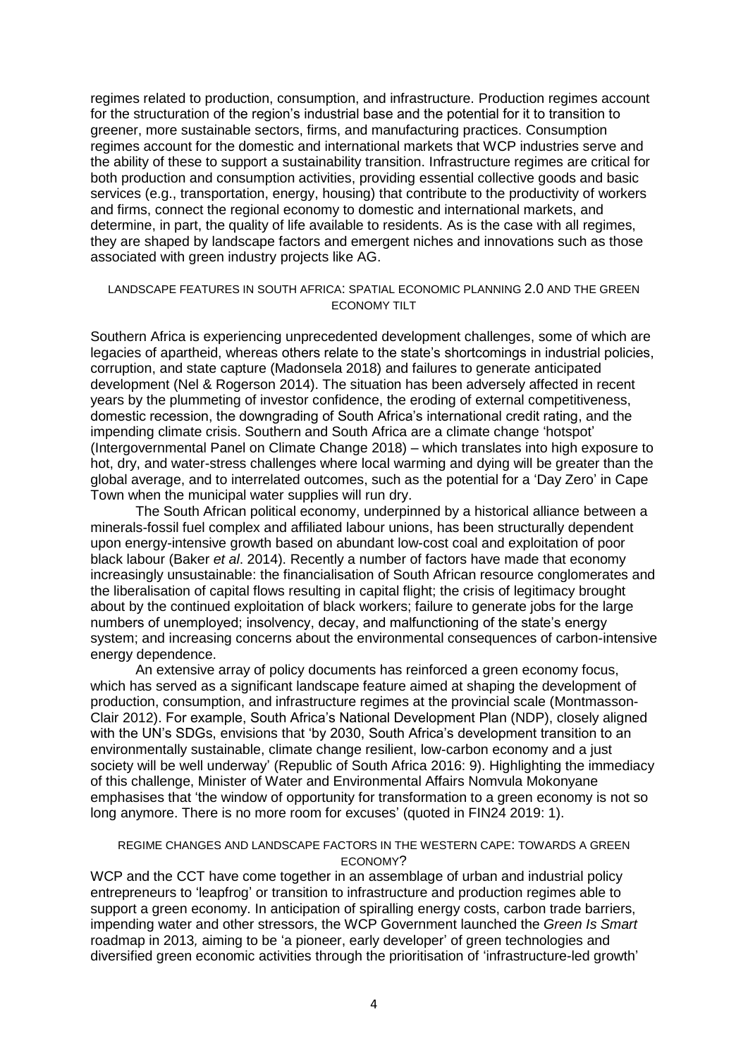regimes related to production, consumption, and infrastructure. Production regimes account for the structuration of the region's industrial base and the potential for it to transition to greener, more sustainable sectors, firms, and manufacturing practices. Consumption regimes account for the domestic and international markets that WCP industries serve and the ability of these to support a sustainability transition. Infrastructure regimes are critical for both production and consumption activities, providing essential collective goods and basic services (e.g., transportation, energy, housing) that contribute to the productivity of workers and firms, connect the regional economy to domestic and international markets, and determine, in part, the quality of life available to residents. As is the case with all regimes, they are shaped by landscape factors and emergent niches and innovations such as those associated with green industry projects like AG.

## LANDSCAPE FEATURES IN SOUTH AFRICA: SPATIAL ECONOMIC PLANNING 2.0 AND THE GREEN ECONOMY TILT

Southern Africa is experiencing unprecedented development challenges, some of which are legacies of apartheid, whereas others relate to the state's shortcomings in industrial policies, corruption, and state capture (Madonsela 2018) and failures to generate anticipated development (Nel & Rogerson 2014). The situation has been adversely affected in recent years by the plummeting of investor confidence, the eroding of external competitiveness, domestic recession, the downgrading of South Africa's international credit rating, and the impending climate crisis. Southern and South Africa are a climate change 'hotspot' (Intergovernmental Panel on Climate Change 2018) – which translates into high exposure to hot, dry, and water-stress challenges where local warming and dying will be greater than the global average, and to interrelated outcomes, such as the potential for a 'Day Zero' in Cape Town when the municipal water supplies will run dry.

The South African political economy, underpinned by a historical alliance between a minerals-fossil fuel complex and affiliated labour unions, has been structurally dependent upon energy-intensive growth based on abundant low-cost coal and exploitation of poor black labour (Baker *et al*. 2014). Recently a number of factors have made that economy increasingly unsustainable: the financialisation of South African resource conglomerates and the liberalisation of capital flows resulting in capital flight; the crisis of legitimacy brought about by the continued exploitation of black workers; failure to generate jobs for the large numbers of unemployed; insolvency, decay, and malfunctioning of the state's energy system; and increasing concerns about the environmental consequences of carbon-intensive energy dependence.

An extensive array of policy documents has reinforced a green economy focus, which has served as a significant landscape feature aimed at shaping the development of production, consumption, and infrastructure regimes at the provincial scale (Montmasson-Clair 2012). For example, South Africa's National Development Plan (NDP), closely aligned with the UN's SDGs, envisions that 'by 2030, South Africa's development transition to an environmentally sustainable, climate change resilient, low-carbon economy and a just society will be well underway' (Republic of South Africa 2016: 9). Highlighting the immediacy of this challenge, Minister of Water and Environmental Affairs Nomvula Mokonyane emphasises that 'the window of opportunity for transformation to a green economy is not so long anymore. There is no more room for excuses' (quoted in FIN24 2019: 1).

## REGIME CHANGES AND LANDSCAPE FACTORS IN THE WESTERN CAPE: TOWARDS A GREEN ECONOMY?

WCP and the CCT have come together in an assemblage of urban and industrial policy entrepreneurs to 'leapfrog' or transition to infrastructure and production regimes able to support a green economy. In anticipation of spiralling energy costs, carbon trade barriers, impending water and other stressors, the WCP Government launched the *Green Is Smart* roadmap in 2013*,* aiming to be 'a pioneer, early developer' of green technologies and diversified green economic activities through the prioritisation of 'infrastructure-led growth'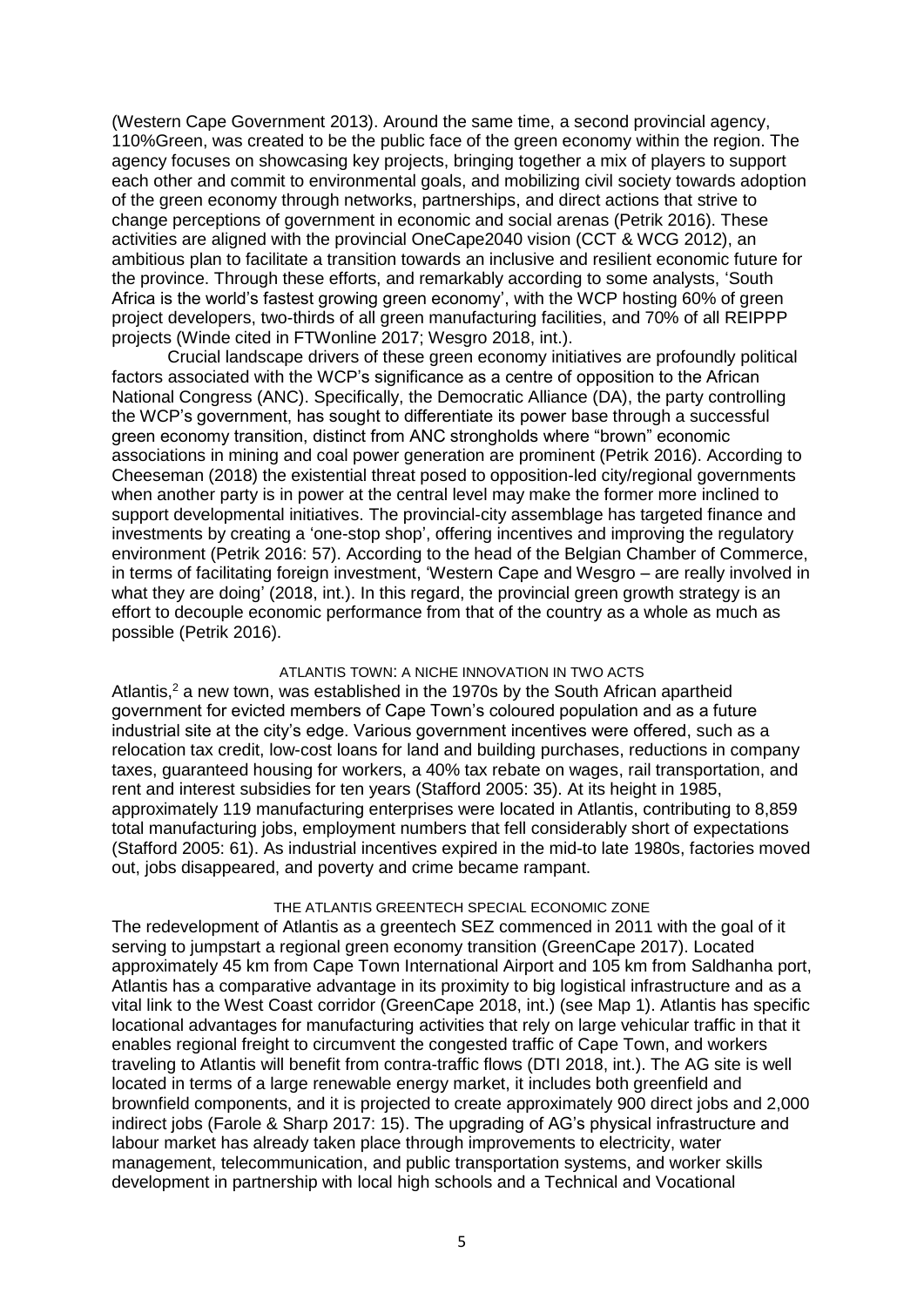(Western Cape Government 2013). Around the same time, a second provincial agency, 110%Green, was created to be the public face of the green economy within the region. The agency focuses on showcasing key projects, bringing together a mix of players to support each other and commit to environmental goals, and mobilizing civil society towards adoption of the green economy through networks, partnerships, and direct actions that strive to change perceptions of government in economic and social arenas (Petrik 2016). These activities are aligned with the provincial OneCape2040 vision (CCT & WCG 2012), an ambitious plan to facilitate a transition towards an inclusive and resilient economic future for the province. Through these efforts, and remarkably according to some analysts, 'South Africa is the world's fastest growing green economy', with the WCP hosting 60% of green project developers, two-thirds of all green manufacturing facilities, and 70% of all REIPPP projects (Winde cited in FTWonline 2017; Wesgro 2018, int.).

Crucial landscape drivers of these green economy initiatives are profoundly political factors associated with the WCP's significance as a centre of opposition to the African National Congress (ANC). Specifically, the Democratic Alliance (DA), the party controlling the WCP's government, has sought to differentiate its power base through a successful green economy transition, distinct from ANC strongholds where "brown" economic associations in mining and coal power generation are prominent (Petrik 2016). According to Cheeseman (2018) the existential threat posed to opposition-led city/regional governments when another party is in power at the central level may make the former more inclined to support developmental initiatives. The provincial-city assemblage has targeted finance and investments by creating a 'one-stop shop', offering incentives and improving the regulatory environment (Petrik 2016: 57). According to the head of the Belgian Chamber of Commerce, in terms of facilitating foreign investment, 'Western Cape and Wesgro – are really involved in what they are doing' (2018, int.). In this regard, the provincial green growth strategy is an effort to decouple economic performance from that of the country as a whole as much as possible (Petrik 2016).

## ATLANTIS TOWN: A NICHE INNOVATION IN TWO ACTS

Atlantis,[2] a new town, was established in the 1970s by the South African apartheid government for evicted members of Cape Town's coloured population and as a future industrial site at the city's edge. Various government incentives were offered, such as a relocation tax credit, low-cost loans for land and building purchases, reductions in company taxes, guaranteed housing for workers, a 40% tax rebate on wages, rail transportation, and rent and interest subsidies for ten years (Stafford 2005: 35). At its height in 1985, approximately 119 manufacturing enterprises were located in Atlantis, contributing to 8,859 total manufacturing jobs, employment numbers that fell considerably short of expectations (Stafford 2005: 61). As industrial incentives expired in the mid-to late 1980s, factories moved out, jobs disappeared, and poverty and crime became rampant.

### THE ATLANTIS GREENTECH SPECIAL ECONOMIC ZONE

The redevelopment of Atlantis as a greentech SEZ commenced in 2011 with the goal of it serving to jumpstart a regional green economy transition (GreenCape 2017). Located approximately 45 km from Cape Town International Airport and 105 km from Saldhanha port, Atlantis has a comparative advantage in its proximity to big logistical infrastructure and as a vital link to the West Coast corridor (GreenCape 2018, int.) (see Map 1). Atlantis has specific locational advantages for manufacturing activities that rely on large vehicular traffic in that it enables regional freight to circumvent the congested traffic of Cape Town, and workers traveling to Atlantis will benefit from contra-traffic flows (DTI 2018, int.). The AG site is well located in terms of a large renewable energy market, it includes both greenfield and brownfield components, and it is projected to create approximately 900 direct jobs and 2,000 indirect jobs (Farole & Sharp 2017: 15). The upgrading of AG's physical infrastructure and labour market has already taken place through improvements to electricity, water management, telecommunication, and public transportation systems, and worker skills development in partnership with local high schools and a Technical and Vocational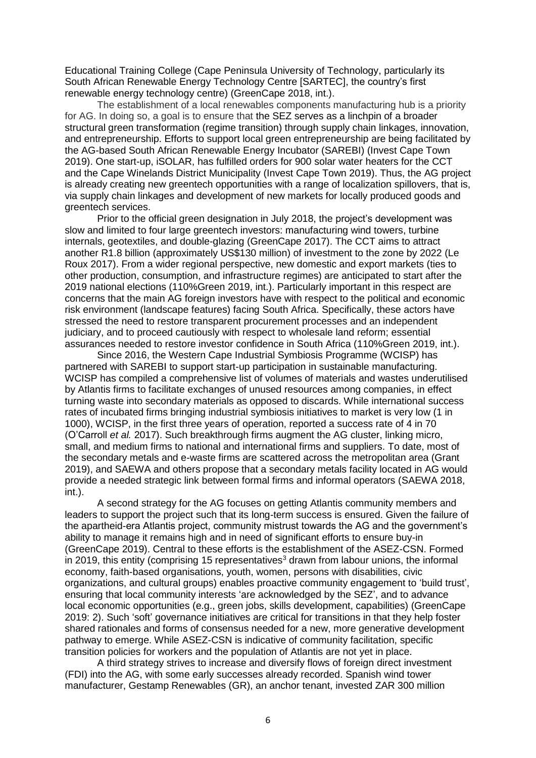Educational Training College (Cape Peninsula University of Technology, particularly its South African Renewable Energy Technology Centre [SARTEC], the country's first renewable energy technology centre) (GreenCape 2018, int.).

The establishment of a local renewables components manufacturing hub is a priority for AG. In doing so, a goal is to ensure that the SEZ serves as a linchpin of a broader structural green transformation (regime transition) through supply chain linkages, innovation, and entrepreneurship. Efforts to support local green entrepreneurship are being facilitated by the AG-based South African Renewable Energy Incubator (SAREBI) (Invest Cape Town 2019). One start-up, iSOLAR, has fulfilled orders for 900 solar water heaters for the CCT and the Cape Winelands District Municipality (Invest Cape Town 2019). Thus, the AG project is already creating new greentech opportunities with a range of localization spillovers, that is, via supply chain linkages and development of new markets for locally produced goods and greentech services.

Prior to the official green designation in July 2018, the project's development was slow and limited to four large greentech investors: manufacturing wind towers, turbine internals, geotextiles, and double-glazing (GreenCape 2017). The CCT aims to attract another R1.8 billion (approximately US$130 million) of investment to the zone by 2022 (Le Roux 2017). From a wider regional perspective, new domestic and export markets (ties to other production, consumption, and infrastructure regimes) are anticipated to start after the 2019 national elections (110%Green 2019, int.). Particularly important in this respect are concerns that the main AG foreign investors have with respect to the political and economic risk environment (landscape features) facing South Africa. Specifically, these actors have stressed the need to restore transparent procurement processes and an independent judiciary, and to proceed cautiously with respect to wholesale land reform; essential assurances needed to restore investor confidence in South Africa (110%Green 2019, int.).

Since 2016, the Western Cape Industrial Symbiosis Programme (WCISP) has partnered with SAREBI to support start-up participation in sustainable manufacturing. WCISP has compiled a comprehensive list of volumes of materials and wastes underutilised by Atlantis firms to facilitate exchanges of unused resources among companies, in effect turning waste into secondary materials as opposed to discards. While international success rates of incubated firms bringing industrial symbiosis initiatives to market is very low (1 in 1000), WCISP, in the first three years of operation, reported a success rate of 4 in 70 (O'Carroll *et al.* 2017). Such breakthrough firms augment the AG cluster, linking micro, small, and medium firms to national and international firms and suppliers. To date, most of the secondary metals and e-waste firms are scattered across the metropolitan area (Grant 2019), and SAEWA and others propose that a secondary metals facility located in AG would provide a needed strategic link between formal firms and informal operators (SAEWA 2018, int.).

A second strategy for the AG focuses on getting Atlantis community members and leaders to support the project such that its long-term success is ensured. Given the failure of the apartheid-era Atlantis project, community mistrust towards the AG and the government's ability to manage it remains high and in need of significant efforts to ensure buy-in (GreenCape 2019). Central to these efforts is the establishment of the ASEZ-CSN. Formed in 2019, this entity (comprising 15 representatives[3] drawn from labour unions, the informal economy, faith-based organisations, youth, women, persons with disabilities, civic organizations, and cultural groups) enables proactive community engagement to 'build trust', ensuring that local community interests 'are acknowledged by the SEZ', and to advance local economic opportunities (e.g., green jobs, skills development, capabilities) (GreenCape 2019: 2). Such 'soft' governance initiatives are critical for transitions in that they help foster shared rationales and forms of consensus needed for a new, more generative development pathway to emerge. While ASEZ-CSN is indicative of community facilitation, specific transition policies for workers and the population of Atlantis are not yet in place.

A third strategy strives to increase and diversify flows of foreign direct investment (FDI) into the AG, with some early successes already recorded. Spanish wind tower manufacturer, Gestamp Renewables (GR), an anchor tenant, invested ZAR 300 million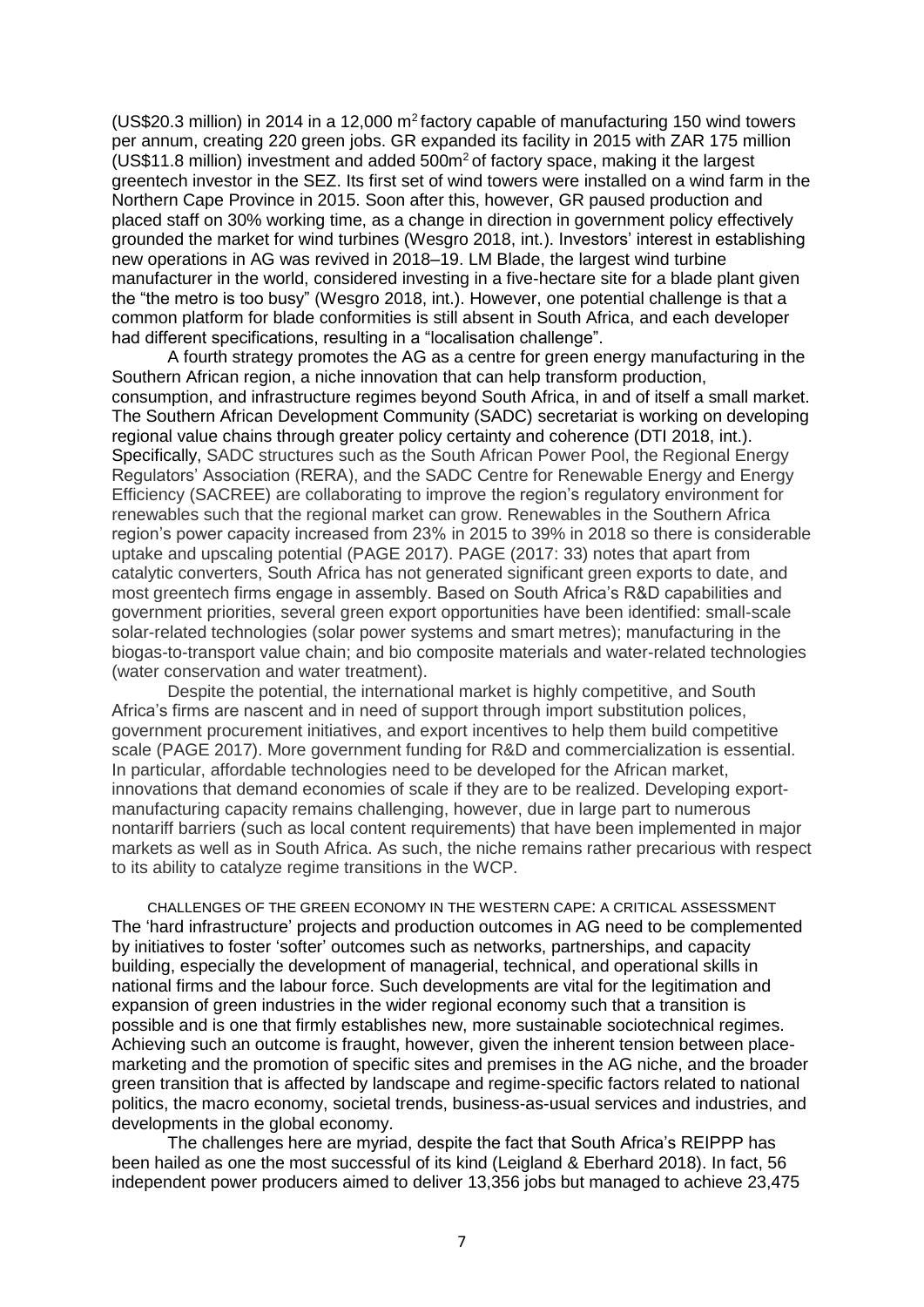(US$20.3 million) in 2014 in a 12,000 m$^2$ factory capable of manufacturing 150 wind towers per annum, creating 220 green jobs. GR expanded its facility in 2015 with ZAR 175 million (US$11.8 million) investment and added 500m$^2$ of factory space, making it the largest greentech investor in the SEZ. Its first set of wind towers were installed on a wind farm in the Northern Cape Province in 2015. Soon after this, however, GR paused production and placed staff on 30% working time, as a change in direction in government policy effectively grounded the market for wind turbines (Wesgro 2018, int.). Investors' interest in establishing new operations in AG was revived in 2018–19. LM Blade, the largest wind turbine manufacturer in the world, considered investing in a five-hectare site for a blade plant given the "the metro is too busy" (Wesgro 2018, int.). However, one potential challenge is that a common platform for blade conformities is still absent in South Africa, and each developer had different specifications, resulting in a "localisation challenge".

A fourth strategy promotes the AG as a centre for green energy manufacturing in the Southern African region, a niche innovation that can help transform production, consumption, and infrastructure regimes beyond South Africa, in and of itself a small market. The Southern African Development Community (SADC) secretariat is working on developing regional value chains through greater policy certainty and coherence (DTI 2018, int.). Specifically, SADC structures such as the South African Power Pool, the Regional Energy Regulators' Association (RERA), and the SADC Centre for Renewable Energy and Energy Efficiency (SACREE) are collaborating to improve the region's regulatory environment for renewables such that the regional market can grow. Renewables in the Southern Africa region's power capacity increased from 23% in 2015 to 39% in 2018 so there is considerable uptake and upscaling potential (PAGE 2017). PAGE (2017: 33) notes that apart from catalytic converters, South Africa has not generated significant green exports to date, and most greentech firms engage in assembly. Based on South Africa's R&D capabilities and government priorities, several green export opportunities have been identified: small-scale solar-related technologies (solar power systems and smart metres); manufacturing in the biogas-to-transport value chain; and bio composite materials and water-related technologies (water conservation and water treatment).

Despite the potential, the international market is highly competitive, and South Africa's firms are nascent and in need of support through import substitution polices, government procurement initiatives, and export incentives to help them build competitive scale (PAGE 2017). More government funding for R&D and commercialization is essential. In particular, affordable technologies need to be developed for the African market, innovations that demand economies of scale if they are to be realized. Developing export-manufacturing capacity remains challenging, however, due in large part to numerous nontariff barriers (such as local content requirements) that have been implemented in major markets as well as in South Africa. As such, the niche remains rather precarious with respect to its ability to catalyze regime transitions in the WCP.

## CHALLENGES OF THE GREEN ECONOMY IN THE WESTERN CAPE: A CRITICAL ASSESSMENT

The 'hard infrastructure' projects and production outcomes in AG need to be complemented by initiatives to foster 'softer' outcomes such as networks, partnerships, and capacity building, especially the development of managerial, technical, and operational skills in national firms and the labour force. Such developments are vital for the legitimation and expansion of green industries in the wider regional economy such that a transition is possible and is one that firmly establishes new, more sustainable sociotechnical regimes. Achieving such an outcome is fraught, however, given the inherent tension between place-marketing and the promotion of specific sites and premises in the AG niche, and the broader green transition that is affected by landscape and regime-specific factors related to national politics, the macro economy, societal trends, business-as-usual services and industries, and developments in the global economy.

The challenges here are myriad, despite the fact that South Africa's REIPPP has been hailed as one the most successful of its kind (Leigland & Eberhard 2018). In fact, 56 independent power producers aimed to deliver 13,356 jobs but managed to achieve 23,475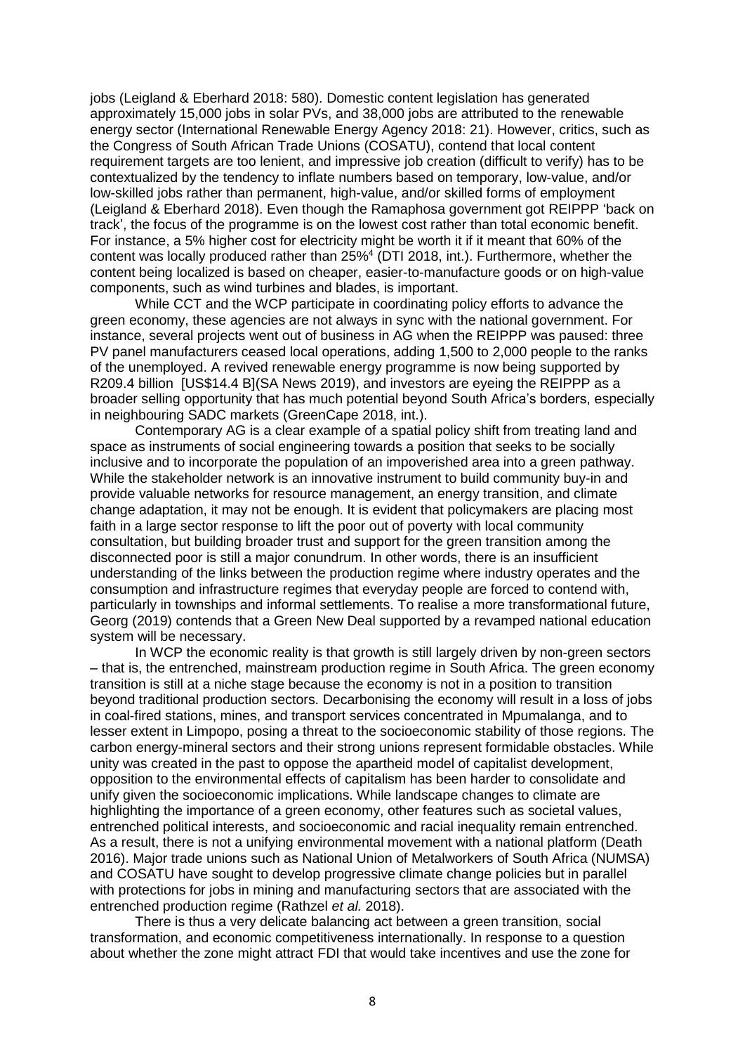jobs (Leigland & Eberhard 2018: 580). Domestic content legislation has generated approximately 15,000 jobs in solar PVs, and 38,000 jobs are attributed to the renewable energy sector (International Renewable Energy Agency 2018: 21). However, critics, such as the Congress of South African Trade Unions (COSATU), contend that local content requirement targets are too lenient, and impressive job creation (difficult to verify) has to be contextualized by the tendency to inflate numbers based on temporary, low-value, and/or low-skilled jobs rather than permanent, high-value, and/or skilled forms of employment (Leigland & Eberhard 2018). Even though the Ramaphosa government got REIPPP 'back on track', the focus of the programme is on the lowest cost rather than total economic benefit. For instance, a 5% higher cost for electricity might be worth it if it meant that 60% of the content was locally produced rather than 25%[4] (DTI 2018, int.). Furthermore, whether the content being localized is based on cheaper, easier-to-manufacture goods or on high-value components, such as wind turbines and blades, is important.

While CCT and the WCP participate in coordinating policy efforts to advance the green economy, these agencies are not always in sync with the national government. For instance, several projects went out of business in AG when the REIPPP was paused: three PV panel manufacturers ceased local operations, adding 1,500 to 2,000 people to the ranks of the unemployed. A revived renewable energy programme is now being supported by R209.4 billion [US$14.4 B](SA News 2019), and investors are eyeing the REIPPP as a broader selling opportunity that has much potential beyond South Africa's borders, especially in neighbouring SADC markets (GreenCape 2018, int.).

Contemporary AG is a clear example of a spatial policy shift from treating land and space as instruments of social engineering towards a position that seeks to be socially inclusive and to incorporate the population of an impoverished area into a green pathway. While the stakeholder network is an innovative instrument to build community buy-in and provide valuable networks for resource management, an energy transition, and climate change adaptation, it may not be enough. It is evident that policymakers are placing most faith in a large sector response to lift the poor out of poverty with local community consultation, but building broader trust and support for the green transition among the disconnected poor is still a major conundrum. In other words, there is an insufficient understanding of the links between the production regime where industry operates and the consumption and infrastructure regimes that everyday people are forced to contend with, particularly in townships and informal settlements. To realise a more transformational future, Georg (2019) contends that a Green New Deal supported by a revamped national education system will be necessary.

In WCP the economic reality is that growth is still largely driven by non-green sectors – that is, the entrenched, mainstream production regime in South Africa. The green economy transition is still at a niche stage because the economy is not in a position to transition beyond traditional production sectors. Decarbonising the economy will result in a loss of jobs in coal-fired stations, mines, and transport services concentrated in Mpumalanga, and to lesser extent in Limpopo, posing a threat to the socioeconomic stability of those regions. The carbon energy-mineral sectors and their strong unions represent formidable obstacles. While unity was created in the past to oppose the apartheid model of capitalist development, opposition to the environmental effects of capitalism has been harder to consolidate and unify given the socioeconomic implications. While landscape changes to climate are highlighting the importance of a green economy, other features such as societal values, entrenched political interests, and socioeconomic and racial inequality remain entrenched. As a result, there is not a unifying environmental movement with a national platform (Death 2016). Major trade unions such as National Union of Metalworkers of South Africa (NUMSA) and COSATU have sought to develop progressive climate change policies but in parallel with protections for jobs in mining and manufacturing sectors that are associated with the entrenched production regime (Rathzel *et al.* 2018).

There is thus a very delicate balancing act between a green transition, social transformation, and economic competitiveness internationally. In response to a question about whether the zone might attract FDI that would take incentives and use the zone for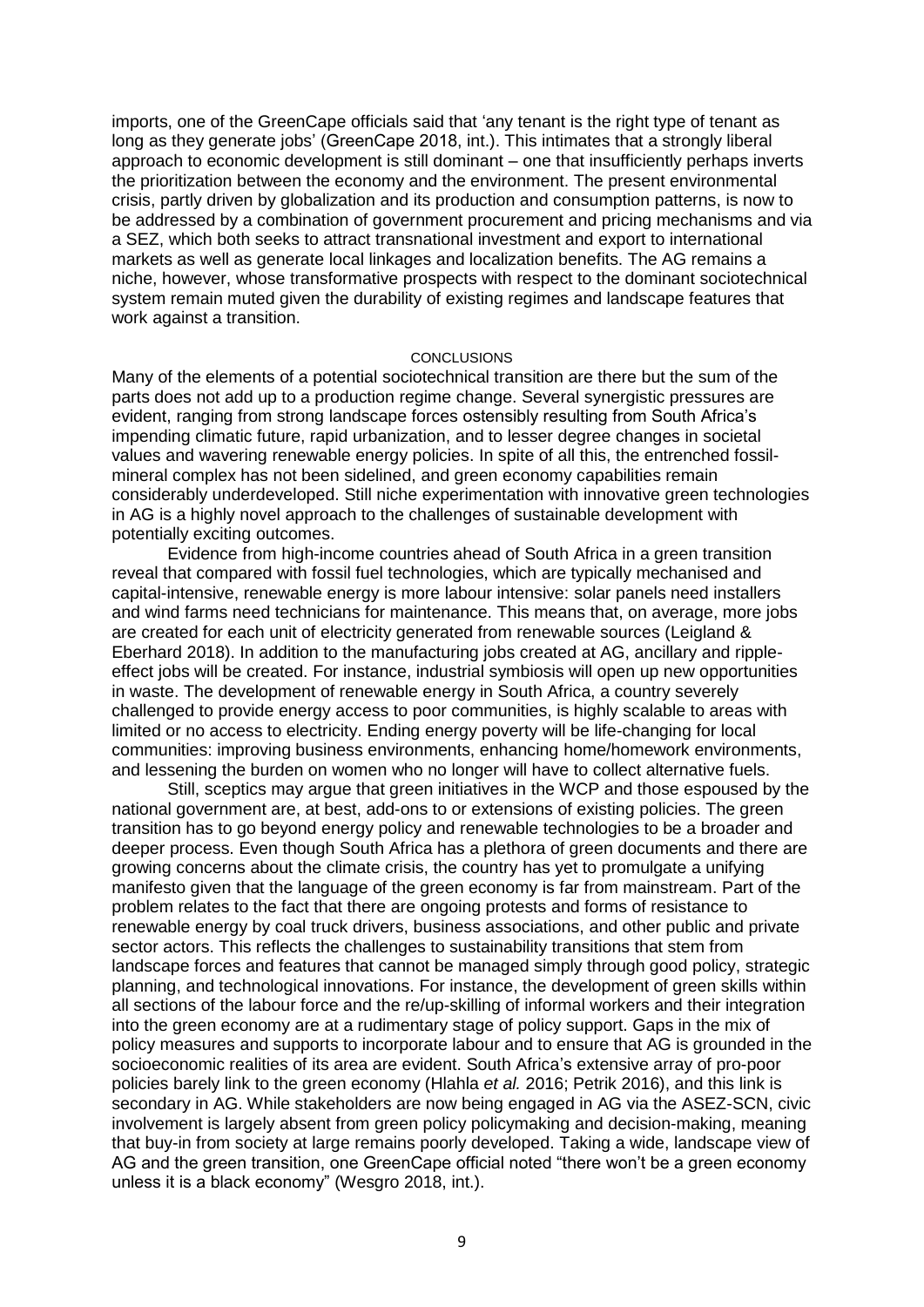imports, one of the GreenCape officials said that 'any tenant is the right type of tenant as long as they generate jobs' (GreenCape 2018, int.). This intimates that a strongly liberal approach to economic development is still dominant – one that insufficiently perhaps inverts the prioritization between the economy and the environment. The present environmental crisis, partly driven by globalization and its production and consumption patterns, is now to be addressed by a combination of government procurement and pricing mechanisms and via a SEZ, which both seeks to attract transnational investment and export to international markets as well as generate local linkages and localization benefits. The AG remains a niche, however, whose transformative prospects with respect to the dominant sociotechnical system remain muted given the durability of existing regimes and landscape features that work against a transition.

## CONCLUSIONS

Many of the elements of a potential sociotechnical transition are there but the sum of the parts does not add up to a production regime change. Several synergistic pressures are evident, ranging from strong landscape forces ostensibly resulting from South Africa's impending climatic future, rapid urbanization, and to lesser degree changes in societal values and wavering renewable energy policies. In spite of all this, the entrenched fossil-mineral complex has not been sidelined, and green economy capabilities remain considerably underdeveloped. Still niche experimentation with innovative green technologies in AG is a highly novel approach to the challenges of sustainable development with potentially exciting outcomes.

Evidence from high-income countries ahead of South Africa in a green transition reveal that compared with fossil fuel technologies, which are typically mechanised and capital-intensive, renewable energy is more labour intensive: solar panels need installers and wind farms need technicians for maintenance. This means that, on average, more jobs are created for each unit of electricity generated from renewable sources (Leigland & Eberhard 2018). In addition to the manufacturing jobs created at AG, ancillary and ripple-effect jobs will be created. For instance, industrial symbiosis will open up new opportunities in waste. The development of renewable energy in South Africa, a country severely challenged to provide energy access to poor communities, is highly scalable to areas with limited or no access to electricity. Ending energy poverty will be life-changing for local communities: improving business environments, enhancing home/homework environments, and lessening the burden on women who no longer will have to collect alternative fuels.

Still, sceptics may argue that green initiatives in the WCP and those espoused by the national government are, at best, add-ons to or extensions of existing policies. The green transition has to go beyond energy policy and renewable technologies to be a broader and deeper process. Even though South Africa has a plethora of green documents and there are growing concerns about the climate crisis, the country has yet to promulgate a unifying manifesto given that the language of the green economy is far from mainstream. Part of the problem relates to the fact that there are ongoing protests and forms of resistance to renewable energy by coal truck drivers, business associations, and other public and private sector actors. This reflects the challenges to sustainability transitions that stem from landscape forces and features that cannot be managed simply through good policy, strategic planning, and technological innovations. For instance, the development of green skills within all sections of the labour force and the re/up-skilling of informal workers and their integration into the green economy are at a rudimentary stage of policy support. Gaps in the mix of policy measures and supports to incorporate labour and to ensure that AG is grounded in the socioeconomic realities of its area are evident. South Africa's extensive array of pro-poor policies barely link to the green economy (Hlahla *et al.* 2016; Petrik 2016), and this link is secondary in AG. While stakeholders are now being engaged in AG via the ASEZ-SCN, civic involvement is largely absent from green policy policymaking and decision-making, meaning that buy-in from society at large remains poorly developed. Taking a wide, landscape view of AG and the green transition, one GreenCape official noted "there won't be a green economy unless it is a black economy" (Wesgro 2018, int.).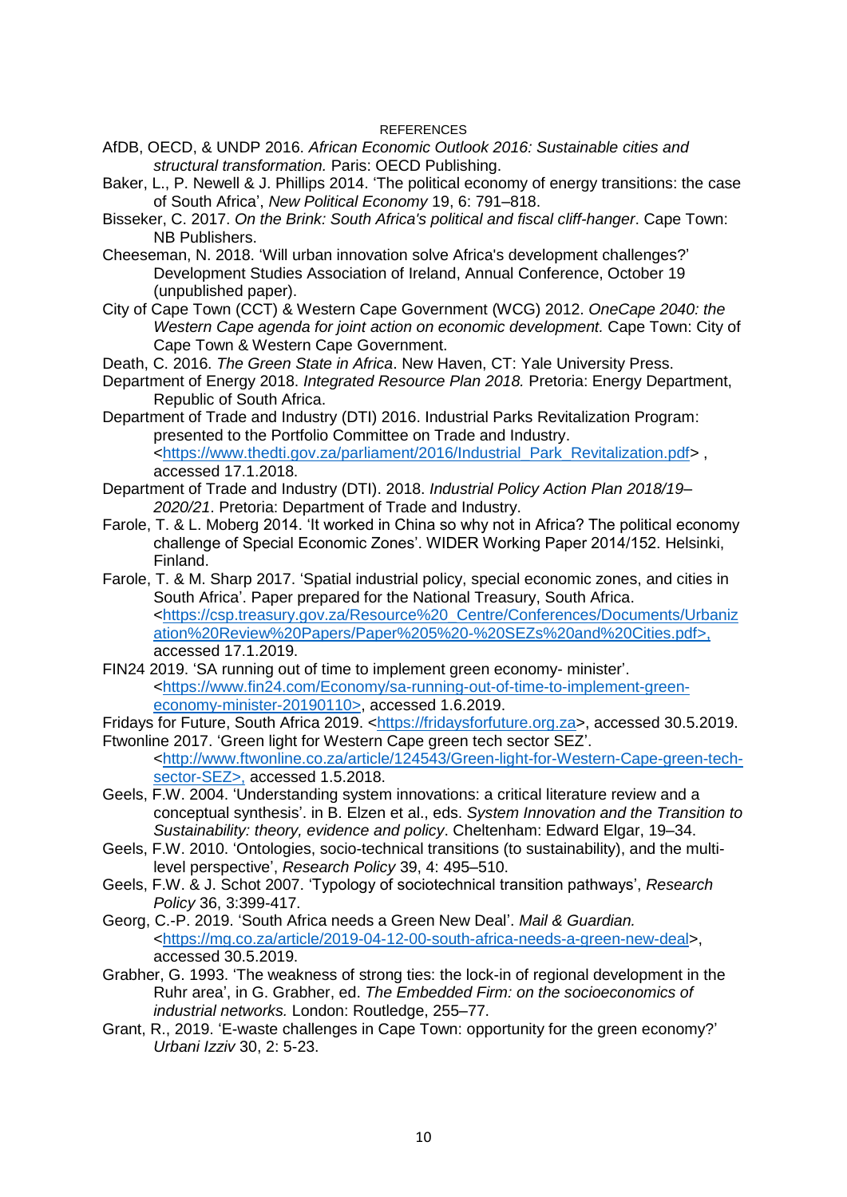REFERENCES

AfDB, OECD, & UNDP 2016. *African Economic Outlook 2016: Sustainable cities and structural transformation.* Paris: OECD Publishing.

Baker, L., P. Newell & J. Phillips 2014. 'The political economy of energy transitions: the case of South Africa', *New Political Economy* 19, 6: 791–818.

Bisseker, C. 2017. *On the Brink: South Africa's political and fiscal cliff-hanger*. Cape Town: NB Publishers.

Cheeseman, N. 2018. 'Will urban innovation solve Africa's development challenges?' Development Studies Association of Ireland, Annual Conference, October 19 (unpublished paper).

City of Cape Town (CCT) & Western Cape Government (WCG) 2012. *OneCape 2040: the Western Cape agenda for joint action on economic development.* Cape Town: City of Cape Town & Western Cape Government.

Death, C. 2016. *The Green State in Africa*. New Haven, CT: Yale University Press.

Department of Energy 2018. *Integrated Resource Plan 2018.* Pretoria: Energy Department, Republic of South Africa.

Department of Trade and Industry (DTI) 2016. Industrial Parks Revitalization Program: presented to the Portfolio Committee on Trade and Industry. <https://www.thedti.gov.za/parliament/2016/Industrial_Park_Revitalization.pdf> , accessed 17.1.2018.

Department of Trade and Industry (DTI). 2018. *Industrial Policy Action Plan 2018/19–2020/21*. Pretoria: Department of Trade and Industry.

Farole, T. & L. Moberg 2014. 'It worked in China so why not in Africa? The political economy challenge of Special Economic Zones'. WIDER Working Paper 2014/152. Helsinki, Finland.

Farole, T. & M. Sharp 2017. 'Spatial industrial policy, special economic zones, and cities in South Africa'. Paper prepared for the National Treasury, South Africa. <https://csp.treasury.gov.za/Resource%20_Centre/Conferences/Documents/Urbanization%20Review%20Papers/Paper%205%20-%20SEZs%20and%20Cities.pdf>, accessed 17.1.2019.

FIN24 2019. 'SA running out of time to implement green economy- minister'. <https://www.fin24.com/Economy/sa-running-out-of-time-to-implement-green-economy-minister-20190110>, accessed 1.6.2019.

Fridays for Future, South Africa 2019. <https://fridaysforfuture.org.za>, accessed 30.5.2019.

Ftwonline 2017. 'Green light for Western Cape green tech sector SEZ'. <http://www.ftwonline.co.za/article/124543/Green-light-for-Western-Cape-green-tech-sector-SEZ>, accessed 1.5.2018.

Geels, F.W. 2004. 'Understanding system innovations: a critical literature review and a conceptual synthesis'. in B. Elzen et al., eds. *System Innovation and the Transition to Sustainability: theory, evidence and policy*. Cheltenham: Edward Elgar, 19–34.

Geels, F.W. 2010. 'Ontologies, socio-technical transitions (to sustainability), and the multi-level perspective', *Research Policy* 39, 4: 495–510.

Geels, F.W. & J. Schot 2007. 'Typology of sociotechnical transition pathways', *Research Policy* 36, 3:399-417.

Georg, C.-P. 2019. 'South Africa needs a Green New Deal'. *Mail & Guardian.* <https://mg.co.za/article/2019-04-12-00-south-africa-needs-a-green-new-deal>, accessed 30.5.2019.

Grabher, G. 1993. 'The weakness of strong ties: the lock-in of regional development in the Ruhr area', in G. Grabher, ed. *The Embedded Firm: on the socioeconomics of industrial networks.* London: Routledge, 255–77.

Grant, R., 2019. 'E-waste challenges in Cape Town: opportunity for the green economy?' *Urbani Izziv* 30, 2: 5-23.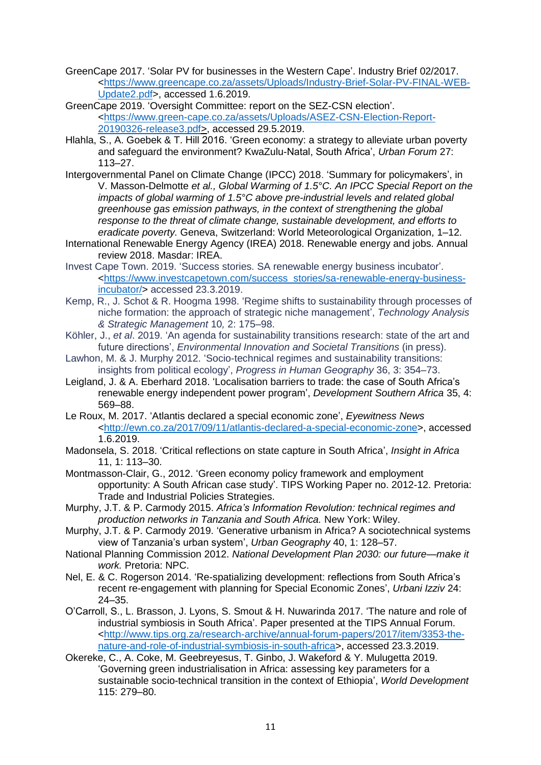GreenCape 2017. 'Solar PV for businesses in the Western Cape'. Industry Brief 02/2017. <https://www.greencape.co.za/assets/Uploads/Industry-Brief-Solar-PV-FINAL-WEB-Update2.pdf>, accessed 1.6.2019.

GreenCape 2019. 'Oversight Committee: report on the SEZ-CSN election'. <https://www.green-cape.co.za/assets/Uploads/ASEZ-CSN-Election-Report-20190326-release3.pdf>, accessed 29.5.2019.

Hlahla, S., A. Goebek & T. Hill 2016. 'Green economy: a strategy to alleviate urban poverty and safeguard the environment? KwaZulu-Natal, South Africa', *Urban Forum* 27: 113–27.

Intergovernmental Panel on Climate Change (IPCC) 2018. 'Summary for policymakers', in V. Masson-Delmotte *et al., Global Warming of 1.5°C. An IPCC Special Report on the impacts of global warming of 1.5°C above pre-industrial levels and related global greenhouse gas emission pathways, in the context of strengthening the global response to the threat of climate change, sustainable development, and efforts to eradicate poverty.* Geneva, Switzerland: World Meteorological Organization, 1–12.

International Renewable Energy Agency (IREA) 2018. Renewable energy and jobs. Annual review 2018. Masdar: IREA.

Invest Cape Town. 2019. 'Success stories. SA renewable energy business incubator'. <https://www.investcapetown.com/success_stories/sa-renewable-energy-business-incubator/> accessed 23.3.2019.

Kemp, R., J. Schot & R. Hoogma 1998. 'Regime shifts to sustainability through processes of niche formation: the approach of strategic niche management', *Technology Analysis & Strategic Management* 10, 2: 175–98.

Köhler, J., *et al*. 2019. 'An agenda for sustainability transitions research: state of the art and future directions', *Environmental Innovation and Societal Transitions* (in press).

Lawhon, M. & J. Murphy 2012. 'Socio-technical regimes and sustainability transitions: insights from political ecology', *Progress in Human Geography* 36, 3: 354–73.

Leigland, J. & A. Eberhard 2018. 'Localisation barriers to trade: the case of South Africa's renewable energy independent power program', *Development Southern Africa* 35, 4: 569–88.

Le Roux, M. 2017. 'Atlantis declared a special economic zone', *Eyewitness News* <http://ewn.co.za/2017/09/11/atlantis-declared-a-special-economic-zone>, accessed 1.6.2019.

Madonsela, S. 2018. 'Critical reflections on state capture in South Africa', *Insight in Africa* 11, 1: 113–30.

Montmasson-Clair, G., 2012. 'Green economy policy framework and employment opportunity: A South African case study'. TIPS Working Paper no. 2012-12. Pretoria: Trade and Industrial Policies Strategies.

Murphy, J.T. & P. Carmody 2015. *Africa's Information Revolution: technical regimes and production networks in Tanzania and South Africa.* New York: Wiley.

Murphy, J.T. & P. Carmody 2019. 'Generative urbanism in Africa? A sociotechnical systems view of Tanzania's urban system', *Urban Geography* 40, 1: 128–57.

National Planning Commission 2012. *National Development Plan 2030: our future—make it work.* Pretoria: NPC.

Nel, E. & C. Rogerson 2014. 'Re-spatializing development: reflections from South Africa's recent re-engagement with planning for Special Economic Zones', *Urbani Izziv* 24: 24–35.

O'Carroll, S., L. Brasson, J. Lyons, S. Smout & H. Nuwarinda 2017. 'The nature and role of industrial symbiosis in South Africa'. Paper presented at the TIPS Annual Forum. <http://www.tips.org.za/research-archive/annual-forum-papers/2017/item/3353-the-nature-and-role-of-industrial-symbiosis-in-south-africa>, accessed 23.3.2019.

Okereke, C., A. Coke, M. Geebreyesus, T. Ginbo, J. Wakeford & Y. Mulugetta 2019. 'Governing green industrialisation in Africa: assessing key parameters for a sustainable socio-technical transition in the context of Ethiopia', *World Development* 115: 279–80.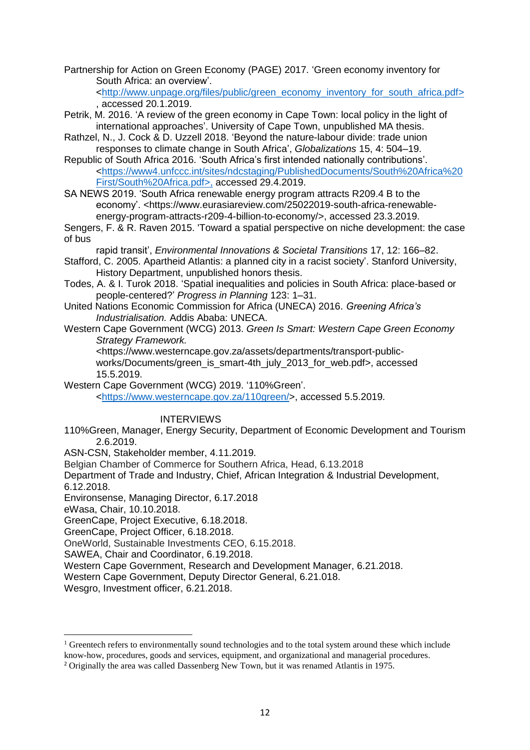Partnership for Action on Green Economy (PAGE) 2017. 'Green economy inventory for South Africa: an overview'. <http://www.unpage.org/files/public/green_economy_inventory_for_south_africa.pdf>, accessed 20.1.2019.

Petrik, M. 2016. 'A review of the green economy in Cape Town: local policy in the light of international approaches'. University of Cape Town, unpublished MA thesis.

Rathzel, N., J. Cock & D. Uzzell 2018. 'Beyond the nature-labour divide: trade union responses to climate change in South Africa', *Globalizations* 15, 4: 504–19.

Republic of South Africa 2016. 'South Africa's first intended nationally contributions'. <https://www4.unfccc.int/sites/ndcstaging/PublishedDocuments/South%20Africa%20First/South%20Africa.pdf>, accessed 29.4.2019.

SA NEWS 2019. 'South Africa renewable energy program attracts R209.4 B to the economy'. <https://www.eurasiareview.com/25022019-south-africa-renewable-energy-program-attracts-r209-4-billion-to-economy/>, accessed 23.3.2019.

Sengers, F. & R. Raven 2015. 'Toward a spatial perspective on niche development: the case of bus rapid transit', *Environmental Innovations & Societal Transitions* 17, 12: 166–82.

Stafford, C. 2005. Apartheid Atlantis: a planned city in a racist society'. Stanford University, History Department, unpublished honors thesis.

Todes, A. & I. Turok 2018. 'Spatial inequalities and policies in South Africa: place-based or people-centered?' *Progress in Planning* 123: 1–31.

United Nations Economic Commission for Africa (UNECA) 2016. *Greening Africa's Industrialisation.* Addis Ababa: UNECA.

Western Cape Government (WCG) 2013. *Green Is Smart: Western Cape Green Economy Strategy Framework.* <https://www.westerncape.gov.za/assets/departments/transport-public-works/Documents/green_is_smart-4th_july_2013_for_web.pdf>, accessed 15.5.2019.

Western Cape Government (WCG) 2019. '110%Green'. <https://www.westerncape.gov.za/110green/>, accessed 5.5.2019.

## INTERVIEWS

110%Green, Manager, Energy Security, Department of Economic Development and Tourism 2.6.2019.

ASN-CSN, Stakeholder member, 4.11.2019.

Belgian Chamber of Commerce for Southern Africa, Head, 6.13.2018

Department of Trade and Industry, Chief, African Integration & Industrial Development, 6.12.2018.

Environsense, Managing Director, 6.17.2018

eWasa, Chair, 10.10.2018.

GreenCape, Project Executive, 6.18.2018.

GreenCape, Project Officer, 6.18.2018.

OneWorld, Sustainable Investments CEO, 6.15.2018.

SAWEA, Chair and Coordinator, 6.19.2018.

Western Cape Government, Research and Development Manager, 6.21.2018.

Western Cape Government, Deputy Director General, 6.21.018.

Wesgro, Investment officer, 6.21.2018.

---

[1] Greentech refers to environmentally sound technologies and to the total system around these which include know-how, procedures, goods and services, equipment, and organizational and managerial procedures.

[2] Originally the area was called Dassenberg New Town, but it was renamed Atlantis in 1975.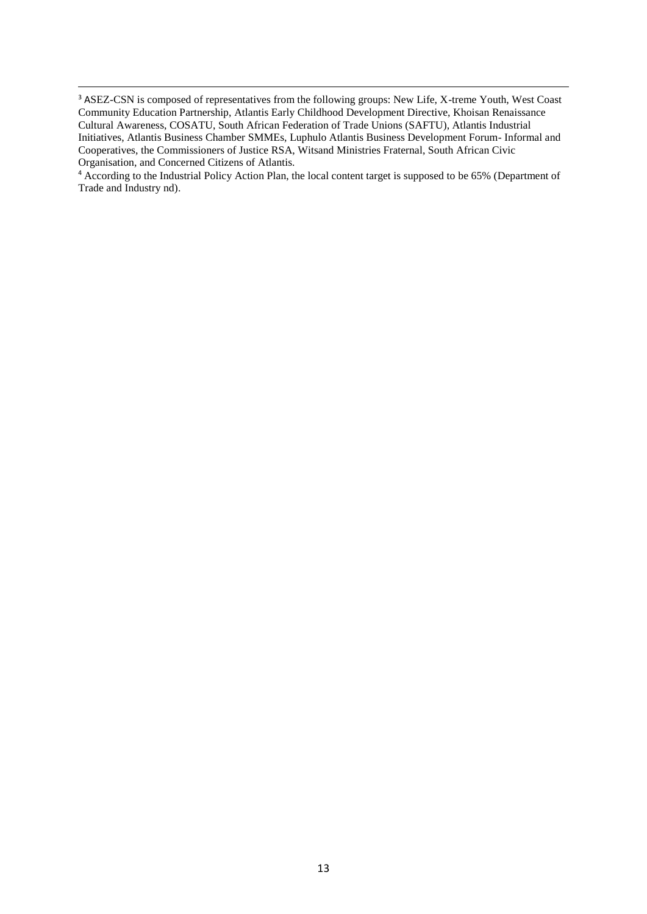[3] ASEZ-CSN is composed of representatives from the following groups: New Life, X-treme Youth, West Coast Community Education Partnership, Atlantis Early Childhood Development Directive, Khoisan Renaissance Cultural Awareness, COSATU, South African Federation of Trade Unions (SAFTU), Atlantis Industrial Initiatives, Atlantis Business Chamber SMMEs, Luphulo Atlantis Business Development Forum- Informal and Cooperatives, the Commissioners of Justice RSA, Witsand Ministries Fraternal, South African Civic Organisation, and Concerned Citizens of Atlantis.

[4] According to the Industrial Policy Action Plan, the local content target is supposed to be 65% (Department of Trade and Industry nd).